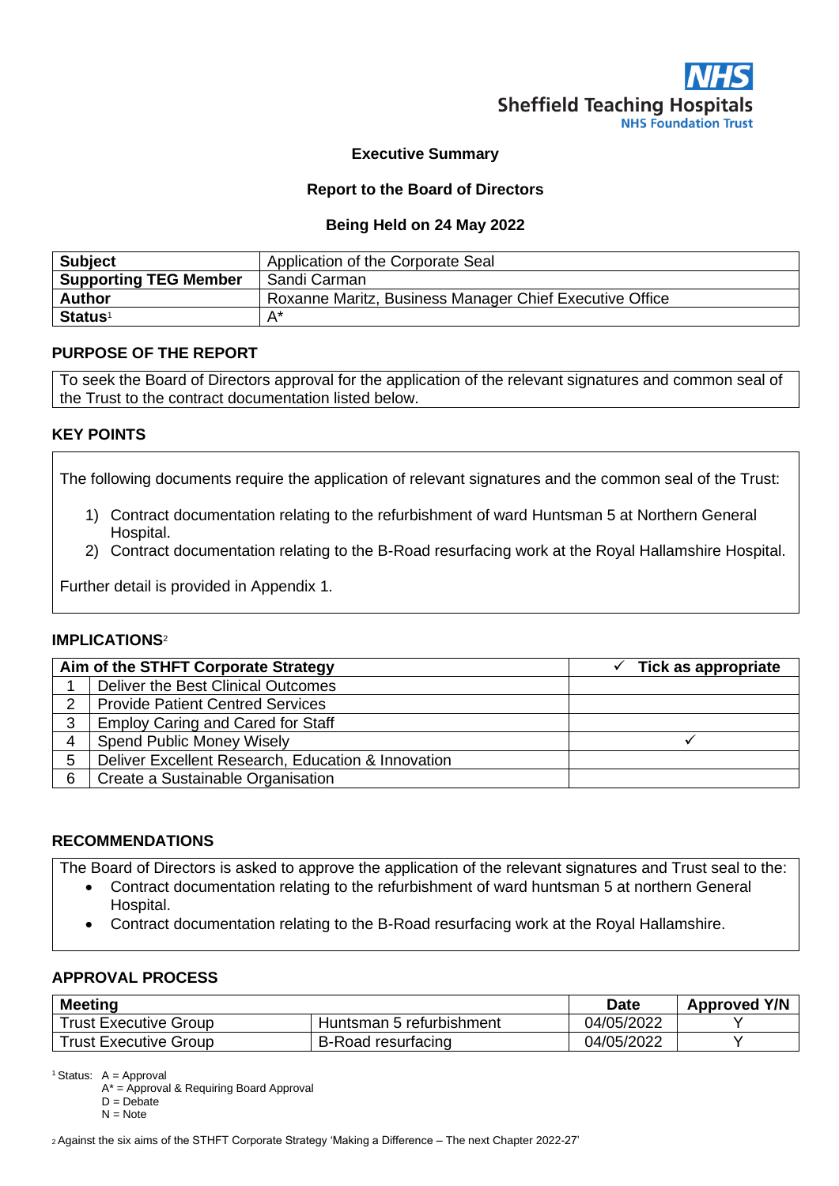Sheffield Teaching Hospitals
NHS Foundation Trust

**Executive Summary**

**Report to the Board of Directors**

**Being Held on 24 May 2022**

| **Subject** | Application of the Corporate Seal |
|---|---|
| **Supporting TEG Member** | Sandi Carman |
| **Author** | Roxanne Maritz, Business Manager Chief Executive Office |
| **Status**[1] | A* |

## PURPOSE OF THE REPORT

To seek the Board of Directors approval for the application of the relevant signatures and common seal of the Trust to the contract documentation listed below.

## KEY POINTS

The following documents require the application of relevant signatures and the common seal of the Trust:

1) Contract documentation relating to the refurbishment of ward Huntsman 5 at Northern General Hospital.
2) Contract documentation relating to the B-Road resurfacing work at the Royal Hallamshire Hospital.

Further detail is provided in Appendix 1.

## IMPLICATIONS[2]

| | Aim of the STHFT Corporate Strategy | ✓ Tick as appropriate |
|---|---|---|
| 1 | Deliver the Best Clinical Outcomes | |
| 2 | Provide Patient Centred Services | |
| 3 | Employ Caring and Cared for Staff | |
| 4 | Spend Public Money Wisely | ✓ |
| 5 | Deliver Excellent Research, Education & Innovation | |
| 6 | Create a Sustainable Organisation | |

## RECOMMENDATIONS

The Board of Directors is asked to approve the application of the relevant signatures and Trust seal to the:

- Contract documentation relating to the refurbishment of ward huntsman 5 at northern General Hospital.
- Contract documentation relating to the B-Road resurfacing work at the Royal Hallamshire.

## APPROVAL PROCESS

| Meeting | | Date | Approved Y/N |
|---|---|---|---|
| Trust Executive Group | Huntsman 5 refurbishment | 04/05/2022 | Y |
| Trust Executive Group | B-Road resurfacing | 04/05/2022 | Y |

[1] Status: A = Approval
A* = Approval & Requiring Board Approval
D = Debate
N = Note

[2] Against the six aims of the STHFT Corporate Strategy 'Making a Difference – The next Chapter 2022-27'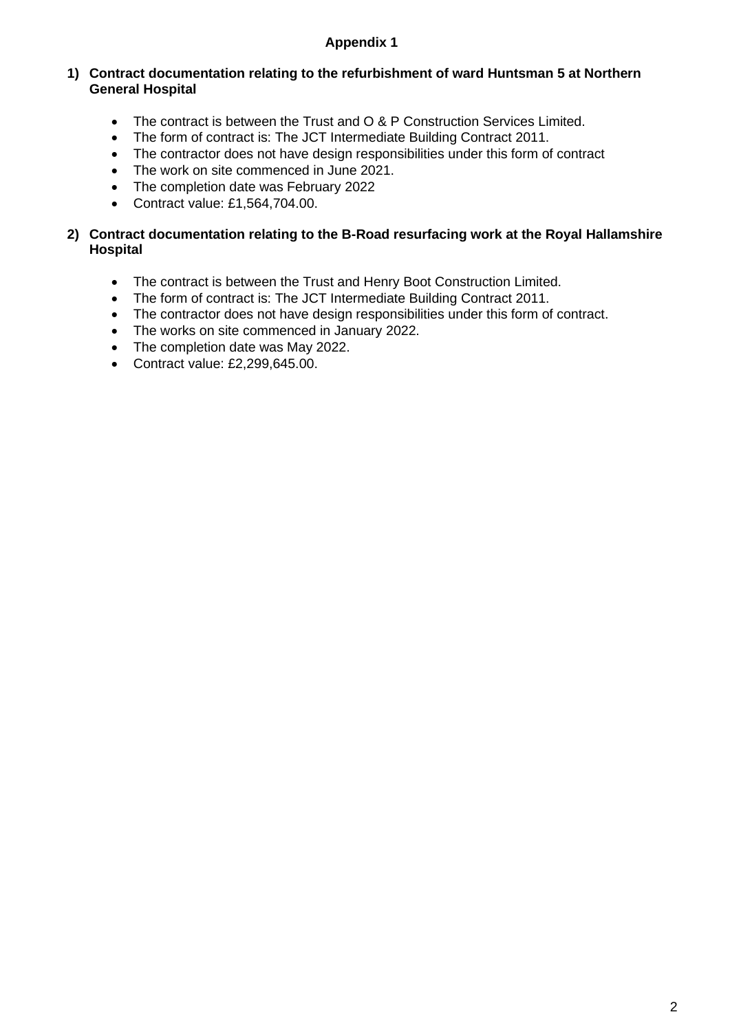**Appendix 1**

**1) Contract documentation relating to the refurbishment of ward Huntsman 5 at Northern General Hospital**

- The contract is between the Trust and O & P Construction Services Limited.
- The form of contract is: The JCT Intermediate Building Contract 2011.
- The contractor does not have design responsibilities under this form of contract
- The work on site commenced in June 2021.
- The completion date was February 2022
- Contract value: £1,564,704.00.

**2) Contract documentation relating to the B-Road resurfacing work at the Royal Hallamshire Hospital**

- The contract is between the Trust and Henry Boot Construction Limited.
- The form of contract is: The JCT Intermediate Building Contract 2011.
- The contractor does not have design responsibilities under this form of contract.
- The works on site commenced in January 2022.
- The completion date was May 2022.
- Contract value: £2,299,645.00.